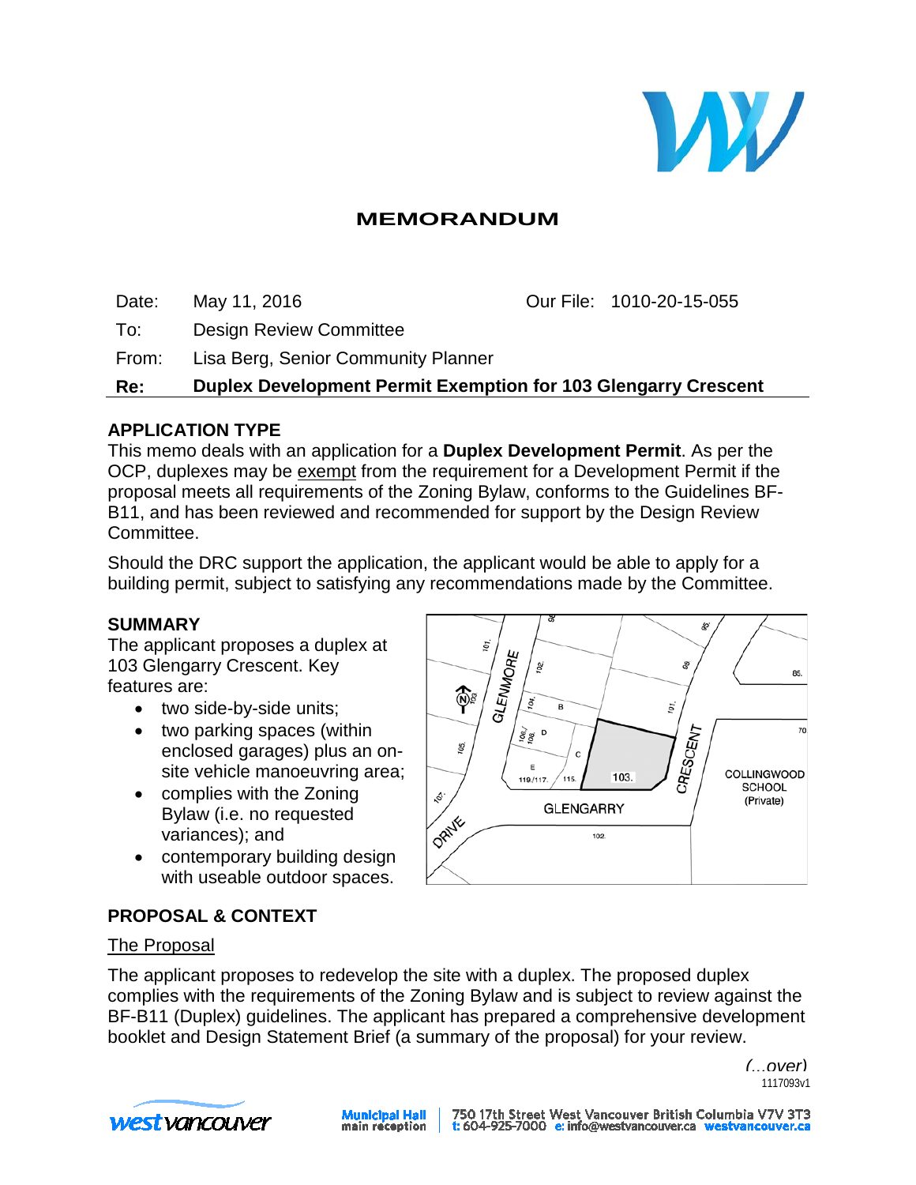# MEMORANDUM

| | | | |
|---|---|---|---|
| Date: | May 11, 2016 | Our File: | 1010-20-15-055 |
| To: | Design Review Committee | | |
| From: | Lisa Berg, Senior Community Planner | | |
| **Re:** | **Duplex Development Permit Exemption for 103 Glengarry Crescent** | | |

## APPLICATION TYPE

This memo deals with an application for a **Duplex Development Permit**. As per the OCP, duplexes may be exempt from the requirement for a Development Permit if the proposal meets all requirements of the Zoning Bylaw, conforms to the Guidelines BF-B11, and has been reviewed and recommended for support by the Design Review Committee.

Should the DRC support the application, the applicant would be able to apply for a building permit, subject to satisfying any recommendations made by the Committee.

## SUMMARY

The applicant proposes a duplex at 103 Glengarry Crescent. Key features are:

- two side-by-side units;
- two parking spaces (within enclosed garages) plus an on-site vehicle manoeuvring area;
- complies with the Zoning Bylaw (i.e. no requested variances); and
- contemporary building design with useable outdoor spaces.

## PROPOSAL & CONTEXT

### The Proposal

The applicant proposes to redevelop the site with a duplex. The proposed duplex complies with the requirements of the Zoning Bylaw and is subject to review against the BF-B11 (Duplex) guidelines. The applicant has prepared a comprehensive development booklet and Design Statement Brief (a summary of the proposal) for your review.

(...over)

1117093v1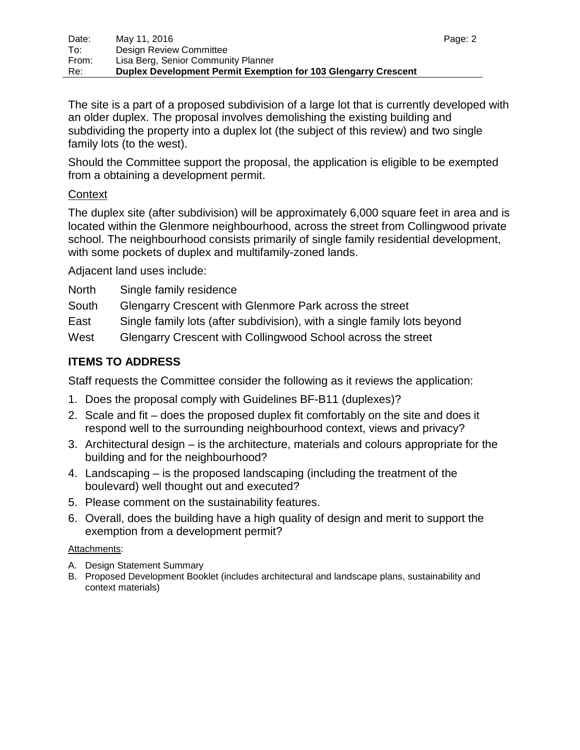The site is a part of a proposed subdivision of a large lot that is currently developed with an older duplex. The proposal involves demolishing the existing building and subdividing the property into a duplex lot (the subject of this review) and two single family lots (to the west).

Should the Committee support the proposal, the application is eligible to be exempted from a obtaining a development permit.

Context

The duplex site (after subdivision) will be approximately 6,000 square feet in area and is located within the Glenmore neighbourhood, across the street from Collingwood private school. The neighbourhood consists primarily of single family residential development, with some pockets of duplex and multifamily-zoned lands.

Adjacent land uses include:

| | |
|---|---|
| North | Single family residence |
| South | Glengarry Crescent with Glenmore Park across the street |
| East | Single family lots (after subdivision), with a single family lots beyond |
| West | Glengarry Crescent with Collingwood School across the street |

## ITEMS TO ADDRESS

Staff requests the Committee consider the following as it reviews the application:

1. Does the proposal comply with Guidelines BF-B11 (duplexes)?
2. Scale and fit – does the proposed duplex fit comfortably on the site and does it respond well to the surrounding neighbourhood context, views and privacy?
3. Architectural design – is the architecture, materials and colours appropriate for the building and for the neighbourhood?
4. Landscaping – is the proposed landscaping (including the treatment of the boulevard) well thought out and executed?
5. Please comment on the sustainability features.
6. Overall, does the building have a high quality of design and merit to support the exemption from a development permit?

Attachments:

A. Design Statement Summary
B. Proposed Development Booklet (includes architectural and landscape plans, sustainability and context materials)